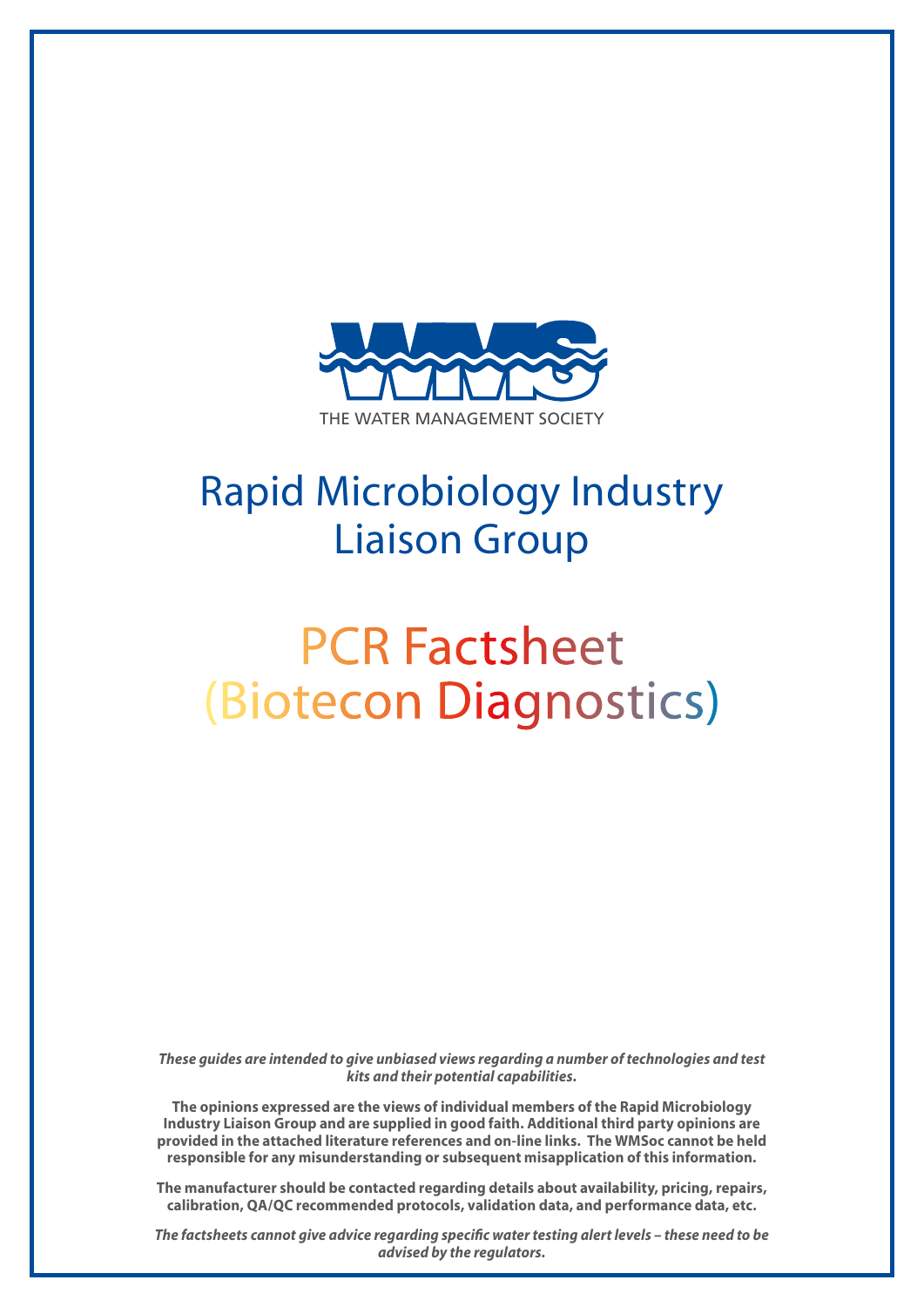THE WATER MANAGEMENT SOCIETY

# Rapid Microbiology Industry Liaison Group

# PCR Factsheet (Biotecon Diagnostics)

***These guides are intended to give unbiased views regarding a number of technologies and test kits and their potential capabilities.***

**The opinions expressed are the views of individual members of the Rapid Microbiology Industry Liaison Group and are supplied in good faith. Additional third party opinions are provided in the attached literature references and on-line links. The WMSoc cannot be held responsible for any misunderstanding or subsequent misapplication of this information.**

**The manufacturer should be contacted regarding details about availability, pricing, repairs, calibration, QA/QC recommended protocols, validation data, and performance data, etc.**

***The factsheets cannot give advice regarding specific water testing alert levels – these need to be advised by the regulators.***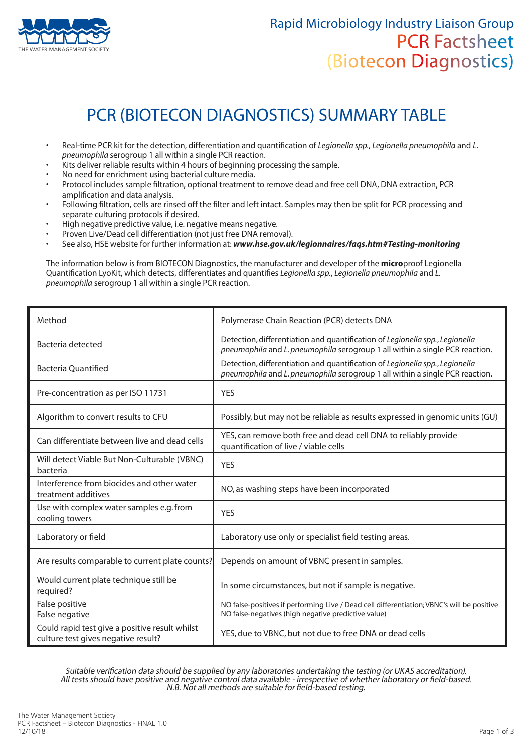# PCR (BIOTECON DIAGNOSTICS) SUMMARY TABLE

- Real-time PCR kit for the detection, differentiation and quantification of *Legionella spp.*, *Legionella pneumophila* and *L. pneumophila* serogroup 1 all within a single PCR reaction.
- Kits deliver reliable results within 4 hours of beginning processing the sample.
- No need for enrichment using bacterial culture media.
- Protocol includes sample filtration, optional treatment to remove dead and free cell DNA, DNA extraction, PCR amplification and data analysis.
- Following filtration, cells are rinsed off the filter and left intact. Samples may then be split for PCR processing and separate culturing protocols if desired.
- High negative predictive value, i.e. negative means negative.
- Proven Live/Dead cell differentiation (not just free DNA removal).
- See also, HSE website for further information at: ***www.hse.gov.uk/legionnaires/faqs.htm#Testing-monitoring***

The information below is from BIOTECON Diagnostics, the manufacturer and developer of the **micro**proof Legionella Quantification LyoKit, which detects, differentiates and quantifies *Legionella spp.*, *Legionella pneumophila* and *L. pneumophila* serogroup 1 all within a single PCR reaction.

| | |
|---|---|
| Method | Polymerase Chain Reaction (PCR) detects DNA |
| Bacteria detected | Detection, differentiation and quantification of *Legionella spp.*, *Legionella pneumophila* and *L. pneumophila* serogroup 1 all within a single PCR reaction. |
| Bacteria Quantified | Detection, differentiation and quantification of *Legionella spp.*, *Legionella pneumophila* and *L. pneumophila* serogroup 1 all within a single PCR reaction. |
| Pre-concentration as per ISO 11731 | YES |
| Algorithm to convert results to CFU | Possibly, but may not be reliable as results expressed in genomic units (GU) |
| Can differentiate between live and dead cells | YES, can remove both free and dead cell DNA to reliably provide quantification of live / viable cells |
| Will detect Viable But Non-Culturable (VBNC) bacteria | YES |
| Interference from biocides and other water treatment additives | NO, as washing steps have been incorporated |
| Use with complex water samples e.g. from cooling towers | YES |
| Laboratory or field | Laboratory use only or specialist field testing areas. |
| Are results comparable to current plate counts? | Depends on amount of VBNC present in samples. |
| Would current plate technique still be required? | In some circumstances, but not if sample is negative. |
| False positive<br>False negative | NO false-positives if performing Live / Dead cell differentiation; VBNC's will be positive<br>NO false-negatives (high negative predictive value) |
| Could rapid test give a positive result whilst culture test gives negative result? | YES, due to VBNC, but not due to free DNA or dead cells |

*Suitable verification data should be supplied by any laboratories undertaking the testing (or UKAS accreditation).*
*All tests should have positive and negative control data available - irrespective of whether laboratory or field-based.*
*N.B. Not all methods are suitable for field-based testing.*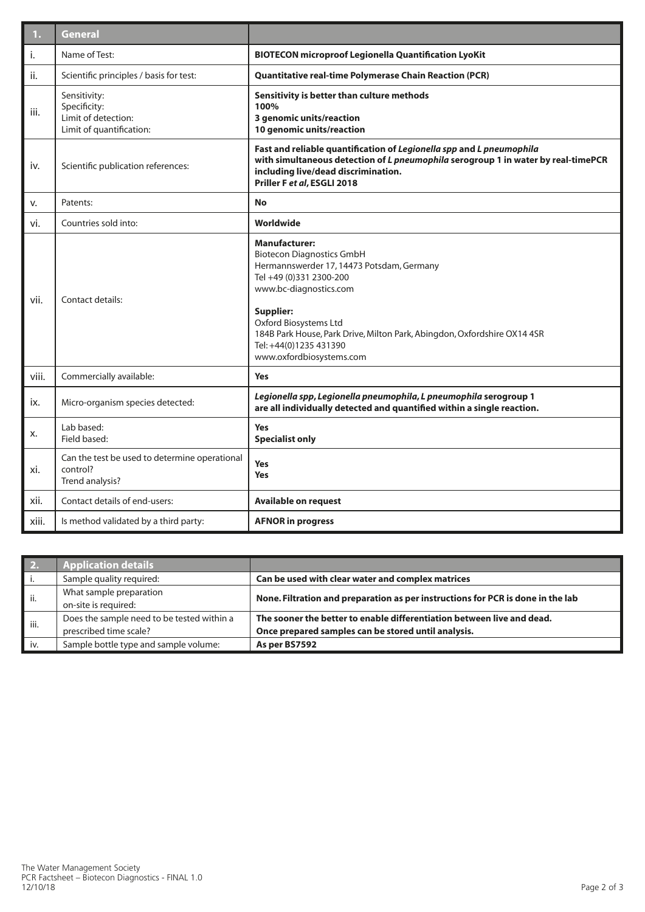| 1. | General | |
|---|---|---|
| i. | Name of Test: | **BIOTECON microproof Legionella Quantification LyoKit** |
| ii. | Scientific principles / basis for test: | **Quantitative real-time Polymerase Chain Reaction (PCR)** |
| iii. | Sensitivity:<br>Specificity:<br>Limit of detection:<br>Limit of quantification: | **Sensitivity is better than culture methods**<br>**100%**<br>**3 genomic units/reaction**<br>**10 genomic units/reaction** |
| iv. | Scientific publication references: | **Fast and reliable quantification of *Legionella spp* and *L pneumophila* with simultaneous detection of *L pneumophila* serogroup 1 in water by real-timePCR including live/dead discrimination.**<br>**Priller F *et al*, ESGLI 2018** |
| v. | Patents: | **No** |
| vi. | Countries sold into: | **Worldwide** |
| vii. | Contact details: | **Manufacturer:**<br>Biotecon Diagnostics GmbH<br>Hermannswerder 17, 14473 Potsdam, Germany<br>Tel +49 (0)331 2300-200<br>www.bc-diagnostics.com<br><br>**Supplier:**<br>Oxford Biosystems Ltd<br>184B Park House, Park Drive, Milton Park, Abingdon, Oxfordshire OX14 4SR<br>Tel: +44(0)1235 431390<br>www.oxfordbiosystems.com |
| viii. | Commercially available: | **Yes** |
| ix. | Micro-organism species detected: | ***Legionella spp*, *Legionella pneumophila*, *L pneumophila* serogroup 1 are all individually detected and quantified within a single reaction.** |
| x. | Lab based:<br>Field based: | **Yes**<br>**Specialist only** |
| xi. | Can the test be used to determine operational control?<br>Trend analysis? | **Yes**<br>**Yes** |
| xii. | Contact details of end-users: | **Available on request** |
| xiii. | Is method validated by a third party: | **AFNOR in progress** |

| 2. | Application details | |
|---|---|---|
| i. | Sample quality required: | **Can be used with clear water and complex matrices** |
| ii. | What sample preparation on-site is required: | **None. Filtration and preparation as per instructions for PCR is done in the lab** |
| iii. | Does the sample need to be tested within a prescribed time scale? | **The sooner the better to enable differentiation between live and dead.**<br>**Once prepared samples can be stored until analysis.** |
| iv. | Sample bottle type and sample volume: | **As per BS7592** |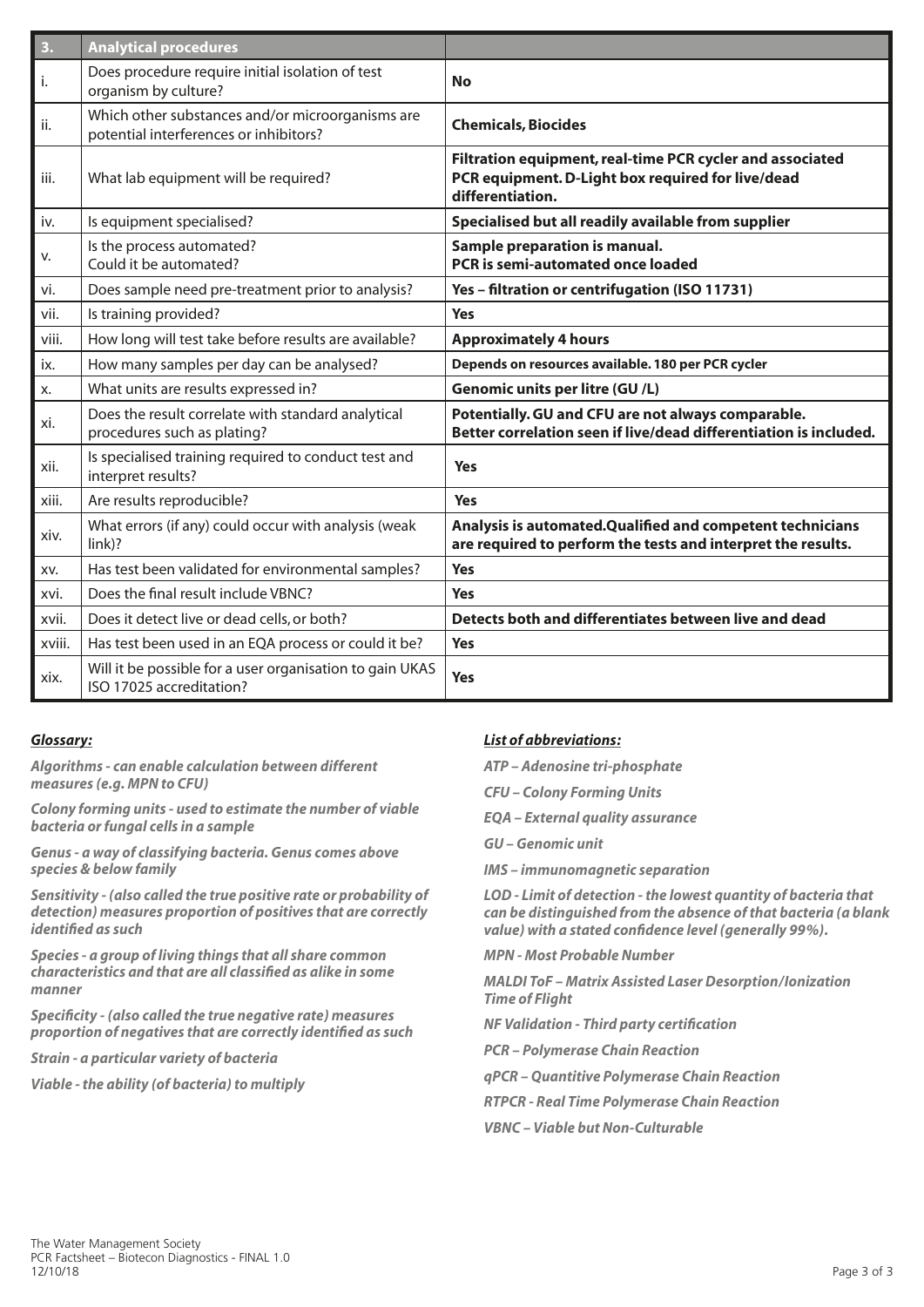| 3. | Analytical procedures | |
|---|---|---|
| i. | Does procedure require initial isolation of test organism by culture? | **No** |
| ii. | Which other substances and/or microorganisms are potential interferences or inhibitors? | **Chemicals, Biocides** |
| iii. | What lab equipment will be required? | **Filtration equipment, real-time PCR cycler and associated PCR equipment. D-Light box required for live/dead differentiation.** |
| iv. | Is equipment specialised? | **Specialised but all readily available from supplier** |
| v. | Is the process automated? Could it be automated? | **Sample preparation is manual. PCR is semi-automated once loaded** |
| vi. | Does sample need pre-treatment prior to analysis? | **Yes – filtration or centrifugation (ISO 11731)** |
| vii. | Is training provided? | **Yes** |
| viii. | How long will test take before results are available? | **Approximately 4 hours** |
| ix. | How many samples per day can be analysed? | **Depends on resources available. 180 per PCR cycler** |
| x. | What units are results expressed in? | **Genomic units per litre (GU /L)** |
| xi. | Does the result correlate with standard analytical procedures such as plating? | **Potentially. GU and CFU are not always comparable. Better correlation seen if live/dead differentiation is included.** |
| xii. | Is specialised training required to conduct test and interpret results? | **Yes** |
| xiii. | Are results reproducible? | **Yes** |
| xiv. | What errors (if any) could occur with analysis (weak link)? | **Analysis is automated.Qualified and competent technicians are required to perform the tests and interpret the results.** |
| xv. | Has test been validated for environmental samples? | **Yes** |
| xvi. | Does the final result include VBNC? | **Yes** |
| xvii. | Does it detect live or dead cells, or both? | **Detects both and differentiates between live and dead** |
| xviii. | Has test been used in an EQA process or could it be? | **Yes** |
| xix. | Will it be possible for a user organisation to gain UKAS ISO 17025 accreditation? | **Yes** |

***Glossary:***

***Algorithms - can enable calculation between different measures (e.g. MPN to CFU)***

***Colony forming units - used to estimate the number of viable bacteria or fungal cells in a sample***

***Genus - a way of classifying bacteria. Genus comes above species & below family***

***Sensitivity - (also called the true positive rate or probability of detection) measures proportion of positives that are correctly identified as such***

***Species - a group of living things that all share common characteristics and that are all classified as alike in some manner***

***Specificity - (also called the true negative rate) measures proportion of negatives that are correctly identified as such***

***Strain - a particular variety of bacteria***

***Viable - the ability (of bacteria) to multiply***

***List of abbreviations:***

***ATP – Adenosine tri-phosphate***

***CFU – Colony Forming Units***

***EQA – External quality assurance***

***GU – Genomic unit***

***IMS – immunomagnetic separation***

***LOD - Limit of detection - the lowest quantity of bacteria that can be distinguished from the absence of that bacteria (a blank value) with a stated confidence level (generally 99%).***

***MPN - Most Probable Number***

***MALDI ToF – Matrix Assisted Laser Desorption/Ionization Time of Flight***

***NF Validation - Third party certification***

***PCR – Polymerase Chain Reaction***

***qPCR – Quantitive Polymerase Chain Reaction***

***RTPCR - Real Time Polymerase Chain Reaction***

***VBNC – Viable but Non-Culturable***